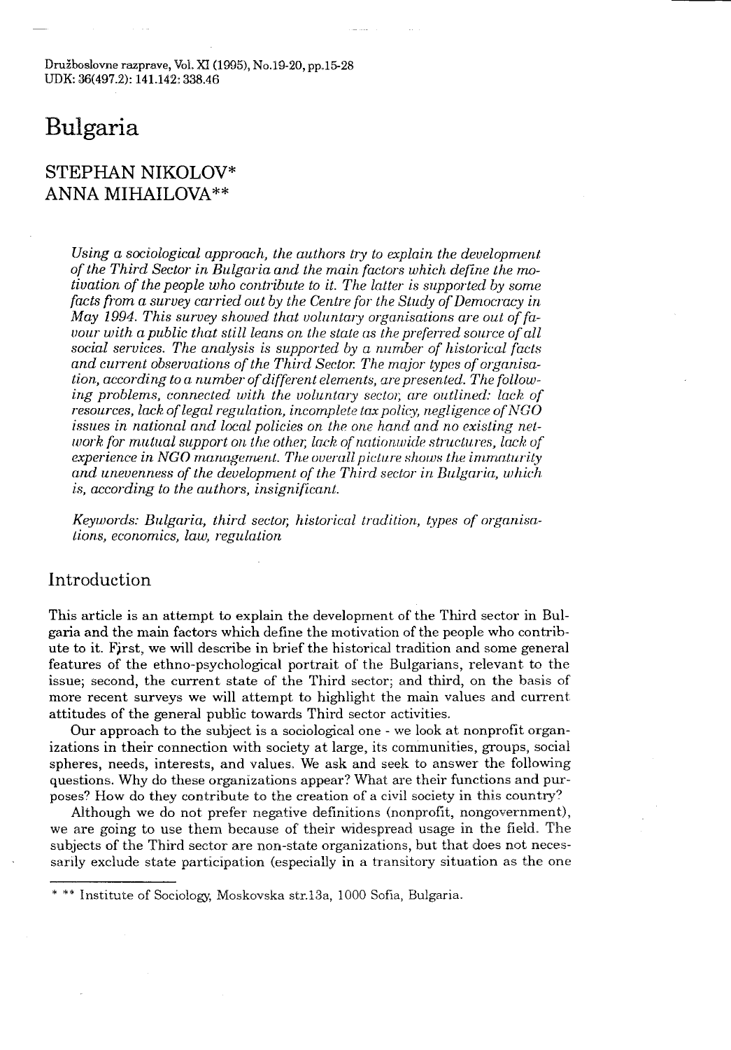# Bulgaria

## STEPHAN NIKOLOV*
## ANNA MIHAILOVA**

*Using a sociological approach, the authors try to explain the development of the Third Sector in Bulgaria and the main factors which define the motivation of the people who contribute to it. The latter is supported by some facts from a survey carried out by the Centre for the Study of Democracy in May 1994. This survey showed that voluntary organisations are out of favour with a public that still leans on the state as the preferred source of all social services. The analysis is supported by a number of historical facts and current observations of the Third Sector. The major types of organisation, according to a number of different elements, are presented. The following problems, connected with the voluntary sector, are outlined: lack of resources, lack of legal regulation, incomplete tax policy, negligence of NGO issues in national and local policies on the one hand and no existing network for mutual support on the other, lack of nationwide structures, lack of experience in NGO management. The overall picture shows the immaturity and unevenness of the development of the Third sector in Bulgaria, which is, according to the authors, insignificant.*

*Keywords: Bulgaria, third sector, historical tradition, types of organisations, economics, law, regulation*

## Introduction

This article is an attempt to explain the development of the Third sector in Bulgaria and the main factors which define the motivation of the people who contribute to it. First, we will describe in brief the historical tradition and some general features of the ethno-psychological portrait of the Bulgarians, relevant to the issue; second, the current state of the Third sector; and third, on the basis of more recent surveys we will attempt to highlight the main values and current attitudes of the general public towards Third sector activities.

Our approach to the subject is a sociological one - we look at nonprofit organizations in their connection with society at large, its communities, groups, social spheres, needs, interests, and values. We ask and seek to answer the following questions. Why do these organizations appear? What are their functions and purposes? How do they contribute to the creation of a civil society in this country?

Although we do not prefer negative definitions (nonprofit, nongovernment), we are going to use them because of their widespread usage in the field. The subjects of the Third sector are non-state organizations, but that does not necessarily exclude state participation (especially in a transitory situation as the one

---

* ** Institute of Sociology, Moskovska str.13a, 1000 Sofia, Bulgaria.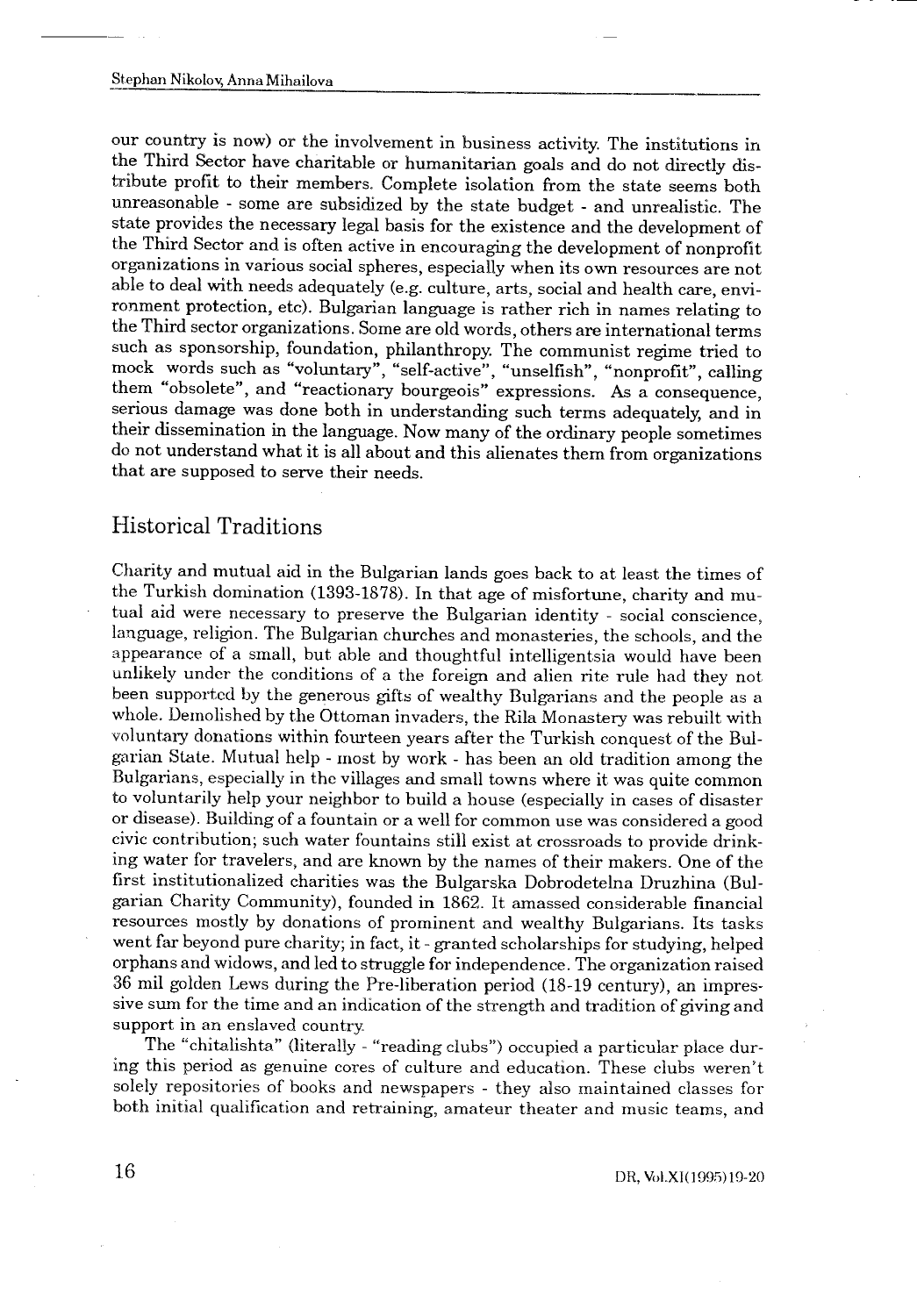our country is now) or the involvement in business activity. The institutions in the Third Sector have charitable or humanitarian goals and do not directly distribute profit to their members. Complete isolation from the state seems both unreasonable - some are subsidized by the state budget - and unrealistic. The state provides the necessary legal basis for the existence and the development of the Third Sector and is often active in encouraging the development of nonprofit organizations in various social spheres, especially when its own resources are not able to deal with needs adequately (e.g. culture, arts, social and health care, environment protection, etc). Bulgarian language is rather rich in names relating to the Third sector organizations. Some are old words, others are international terms such as sponsorship, foundation, philanthropy. The communist regime tried to mock words such as "voluntary", "self-active", "unselfish", "nonprofit", calling them "obsolete", and "reactionary bourgeois" expressions. As a consequence, serious damage was done both in understanding such terms adequately, and in their dissemination in the language. Now many of the ordinary people sometimes do not understand what it is all about and this alienates them from organizations that are supposed to serve their needs.

## Historical Traditions

Charity and mutual aid in the Bulgarian lands goes back to at least the times of the Turkish domination (1393-1878). In that age of misfortune, charity and mutual aid were necessary to preserve the Bulgarian identity - social conscience, language, religion. The Bulgarian churches and monasteries, the schools, and the appearance of a small, but able and thoughtful intelligentsia would have been unlikely under the conditions of a the foreign and alien rite rule had they not been supported by the generous gifts of wealthy Bulgarians and the people as a whole. Demolished by the Ottoman invaders, the Rila Monastery was rebuilt with voluntary donations within fourteen years after the Turkish conquest of the Bulgarian State. Mutual help - most by work - has been an old tradition among the Bulgarians, especially in the villages and small towns where it was quite common to voluntarily help your neighbor to build a house (especially in cases of disaster or disease). Building of a fountain or a well for common use was considered a good civic contribution; such water fountains still exist at crossroads to provide drinking water for travelers, and are known by the names of their makers. One of the first institutionalized charities was the Bulgarska Dobrodetelna Druzhina (Bulgarian Charity Community), founded in 1862. It amassed considerable financial resources mostly by donations of prominent and wealthy Bulgarians. Its tasks went far beyond pure charity; in fact, it - granted scholarships for studying, helped orphans and widows, and led to struggle for independence. The organization raised 36 mil golden Lews during the Pre-liberation period (18-19 century), an impressive sum for the time and an indication of the strength and tradition of giving and support in an enslaved country.

The "chitalishta" (literally - "reading clubs") occupied a particular place during this period as genuine cores of culture and education. These clubs weren't solely repositories of books and newspapers - they also maintained classes for both initial qualification and retraining, amateur theater and music teams, and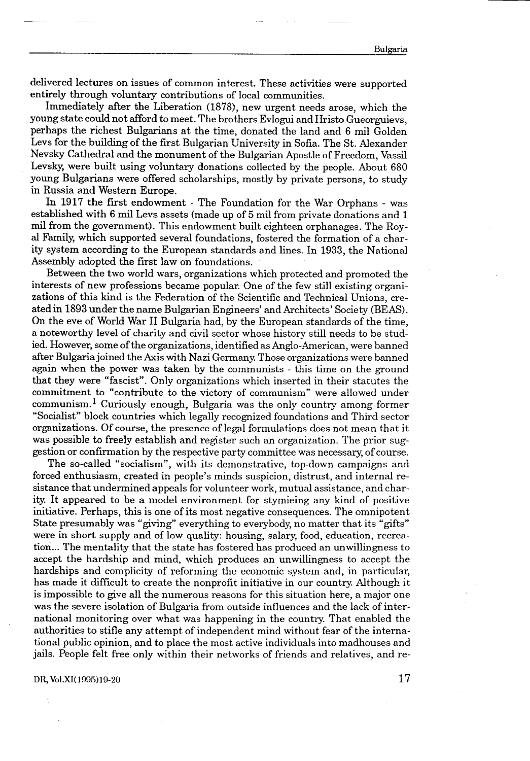delivered lectures on issues of common interest. These activities were supported entirely through voluntary contributions of local communities.

Immediately after the Liberation (1878), new urgent needs arose, which the young state could not afford to meet. The brothers Evlogui and Hristo Gueorguievs, perhaps the richest Bulgarians at the time, donated the land and 6 mil Golden Levs for the building of the first Bulgarian University in Sofia. The St. Alexander Nevsky Cathedral and the monument of the Bulgarian Apostle of Freedom, Vassil Levsky, were built using voluntary donations collected by the people. About 680 young Bulgarians were offered scholarships, mostly by private persons, to study in Russia and Western Europe.

In 1917 the first endowment - The Foundation for the War Orphans - was established with 6 mil Levs assets (made up of 5 mil from private donations and 1 mil from the government). This endowment built eighteen orphanages. The Royal Family, which supported several foundations, fostered the formation of a charity system according to the European standards and lines. In 1933, the National Assembly adopted the first law on foundations.

Between the two world wars, organizations which protected and promoted the interests of new professions became popular. One of the few still existing organizations of this kind is the Federation of the Scientific and Technical Unions, created in 1893 under the name Bulgarian Engineers' and Architects' Society (BEAS). On the eve of World War II Bulgaria had, by the European standards of the time, a noteworthy level of charity and civil sector whose history still needs to be studied. However, some of the organizations, identified as Anglo-American, were banned after Bulgaria joined the Axis with Nazi Germany. Those organizations were banned again when the power was taken by the communists - this time on the ground that they were "fascist". Only organizations which inserted in their statutes the commitment to "contribute to the victory of communism" were allowed under communism.[1] Curiously enough, Bulgaria was the only country among former "Socialist" block countries which legally recognized foundations and Third sector organizations. Of course, the presence of legal formulations does not mean that it was possible to freely establish and register such an organization. The prior suggestion or confirmation by the respective party committee was necessary, of course.

The so-called "socialism", with its demonstrative, top-down campaigns and forced enthusiasm, created in people's minds suspicion, distrust, and internal resistance that undermined appeals for volunteer work, mutual assistance, and charity. It appeared to be a model environment for stymieing any kind of positive initiative. Perhaps, this is one of its most negative consequences. The omnipotent State presumably was "giving" everything to everybody, no matter that its "gifts" were in short supply and of low quality: housing, salary, food, education, recreation... The mentality that the state has fostered has produced an unwillingness to accept the hardship and mind, which produces an unwillingness to accept the hardships and complicity of reforming the economic system and, in particular, has made it difficult to create the nonprofit initiative in our country. Although it is impossible to give all the numerous reasons for this situation here, a major one was the severe isolation of Bulgaria from outside influences and the lack of international monitoring over what was happening in the country. That enabled the authorities to stifle any attempt of independent mind without fear of the international public opinion, and to place the most active individuals into madhouses and jails. People felt free only within their networks of friends and relatives, and re-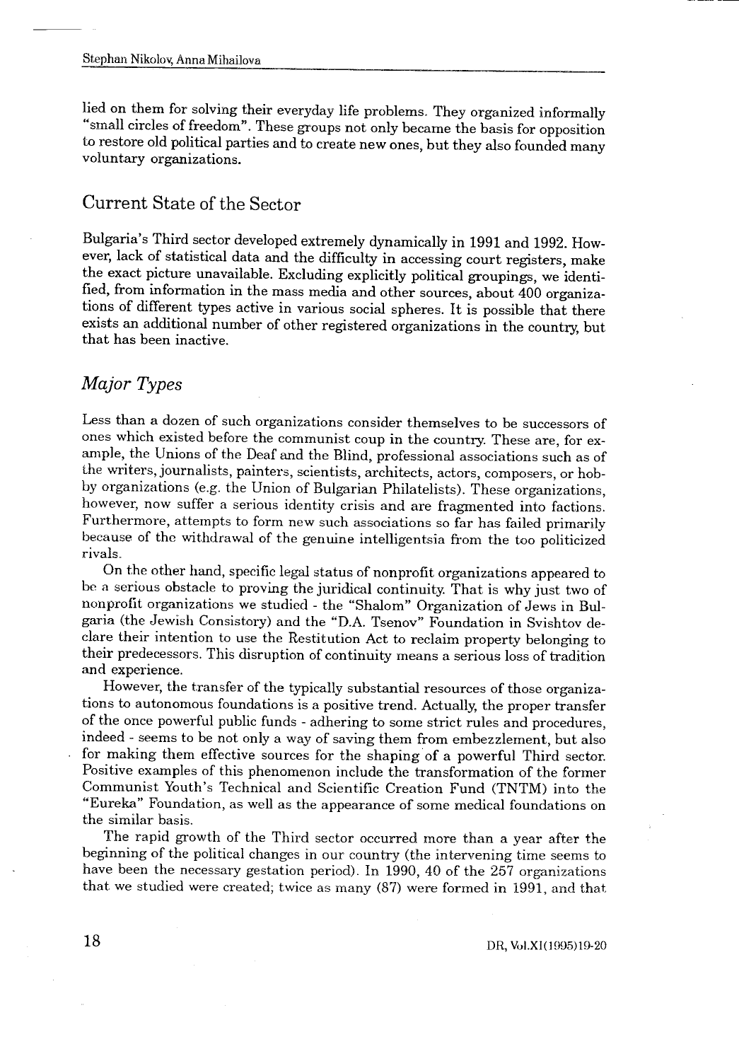lied on them for solving their everyday life problems. They organized informally "small circles of freedom". These groups not only became the basis for opposition to restore old political parties and to create new ones, but they also founded many voluntary organizations.

## Current State of the Sector

Bulgaria's Third sector developed extremely dynamically in 1991 and 1992. However, lack of statistical data and the difficulty in accessing court registers, make the exact picture unavailable. Excluding explicitly political groupings, we identified, from information in the mass media and other sources, about 400 organizations of different types active in various social spheres. It is possible that there exists an additional number of other registered organizations in the country, but that has been inactive.

### *Major Types*

Less than a dozen of such organizations consider themselves to be successors of ones which existed before the communist coup in the country. These are, for example, the Unions of the Deaf and the Blind, professional associations such as of the writers, journalists, painters, scientists, architects, actors, composers, or hobby organizations (e.g. the Union of Bulgarian Philatelists). These organizations, however, now suffer a serious identity crisis and are fragmented into factions. Furthermore, attempts to form new such associations so far has failed primarily because of the withdrawal of the genuine intelligentsia from the too politicized rivals.

On the other hand, specific legal status of nonprofit organizations appeared to be a serious obstacle to proving the juridical continuity. That is why just two of nonprofit organizations we studied - the "Shalom" Organization of Jews in Bulgaria (the Jewish Consistory) and the "D.A. Tsenov" Foundation in Svishtov declare their intention to use the Restitution Act to reclaim property belonging to their predecessors. This disruption of continuity means a serious loss of tradition and experience.

However, the transfer of the typically substantial resources of those organizations to autonomous foundations is a positive trend. Actually, the proper transfer of the once powerful public funds - adhering to some strict rules and procedures, indeed - seems to be not only a way of saving them from embezzlement, but also for making them effective sources for the shaping of a powerful Third sector. Positive examples of this phenomenon include the transformation of the former Communist Youth's Technical and Scientific Creation Fund (TNTM) into the "Eureka" Foundation, as well as the appearance of some medical foundations on the similar basis.

The rapid growth of the Third sector occurred more than a year after the beginning of the political changes in our country (the intervening time seems to have been the necessary gestation period). In 1990, 40 of the 257 organizations that we studied were created; twice as many (87) were formed in 1991, and that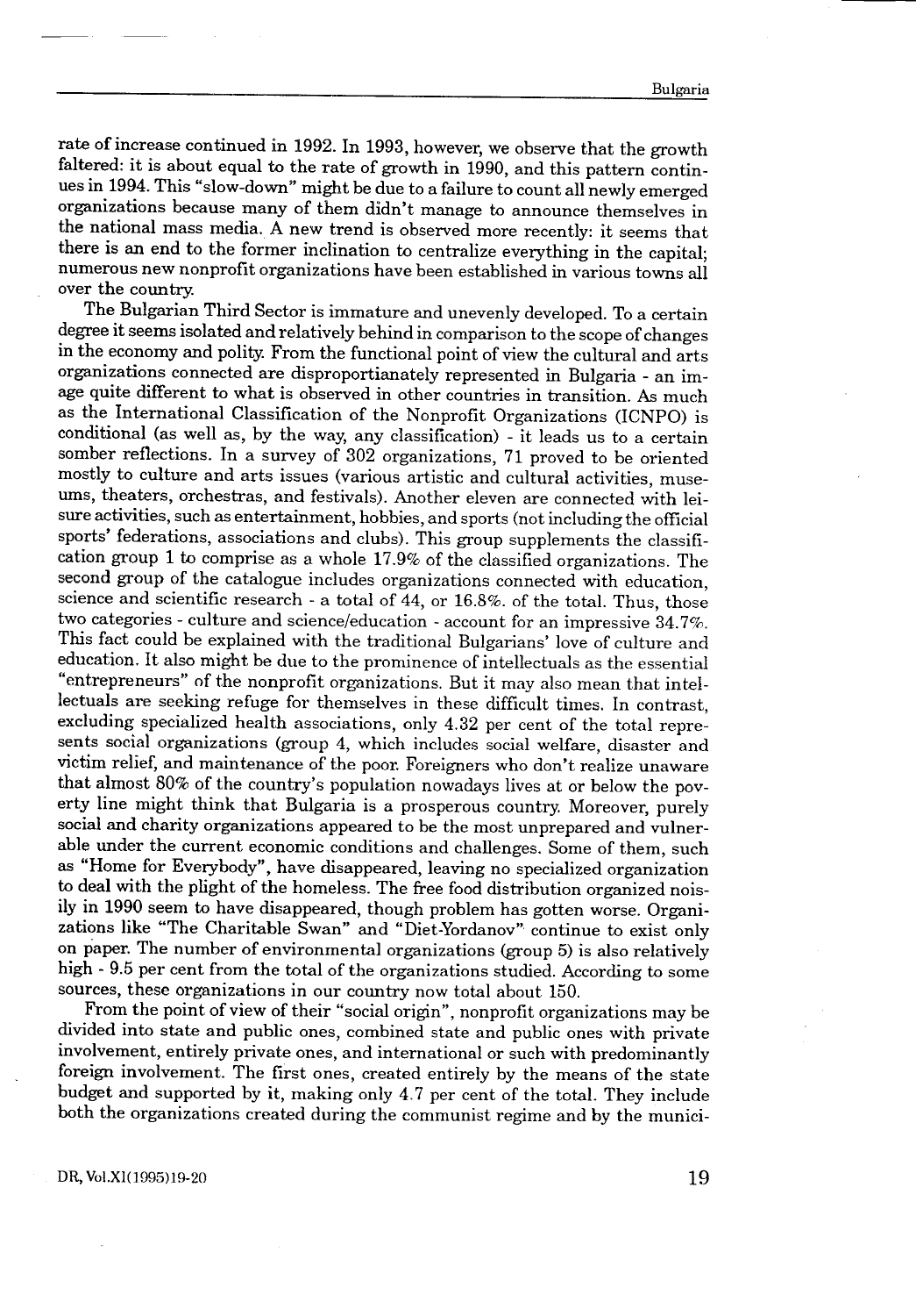rate of increase continued in 1992. In 1993, however, we observe that the growth faltered: it is about equal to the rate of growth in 1990, and this pattern continues in 1994. This "slow-down" might be due to a failure to count all newly emerged organizations because many of them didn't manage to announce themselves in the national mass media. A new trend is observed more recently: it seems that there is an end to the former inclination to centralize everything in the capital; numerous new nonprofit organizations have been established in various towns all over the country.

The Bulgarian Third Sector is immature and unevenly developed. To a certain degree it seems isolated and relatively behind in comparison to the scope of changes in the economy and polity. From the functional point of view the cultural and arts organizations connected are disproportianately represented in Bulgaria - an image quite different to what is observed in other countries in transition. As much as the International Classification of the Nonprofit Organizations (ICNPO) is conditional (as well as, by the way, any classification) - it leads us to a certain somber reflections. In a survey of 302 organizations, 71 proved to be oriented mostly to culture and arts issues (various artistic and cultural activities, museums, theaters, orchestras, and festivals). Another eleven are connected with leisure activities, such as entertainment, hobbies, and sports (not including the official sports' federations, associations and clubs). This group supplements the classification group 1 to comprise as a whole 17.9% of the classified organizations. The second group of the catalogue includes organizations connected with education, science and scientific research - a total of 44, or 16.8%. of the total. Thus, those two categories - culture and science/education - account for an impressive 34.7%. This fact could be explained with the traditional Bulgarians' love of culture and education. It also might be due to the prominence of intellectuals as the essential "entrepreneurs" of the nonprofit organizations. But it may also mean that intellectuals are seeking refuge for themselves in these difficult times. In contrast, excluding specialized health associations, only 4.32 per cent of the total represents social organizations (group 4, which includes social welfare, disaster and victim relief, and maintenance of the poor. Foreigners who don't realize unaware that almost 80% of the country's population nowadays lives at or below the poverty line might think that Bulgaria is a prosperous country. Moreover, purely social and charity organizations appeared to be the most unprepared and vulnerable under the current economic conditions and challenges. Some of them, such as "Home for Everybody", have disappeared, leaving no specialized organization to deal with the plight of the homeless. The free food distribution organized noisily in 1990 seem to have disappeared, though problem has gotten worse. Organizations like "The Charitable Swan" and "Diet-Yordanov" continue to exist only on paper. The number of environmental organizations (group 5) is also relatively high - 9.5 per cent from the total of the organizations studied. According to some sources, these organizations in our country now total about 150.

From the point of view of their "social origin", nonprofit organizations may be divided into state and public ones, combined state and public ones with private involvement, entirely private ones, and international or such with predominantly foreign involvement. The first ones, created entirely by the means of the state budget and supported by it, making only 4.7 per cent of the total. They include both the organizations created during the communist regime and by the munici-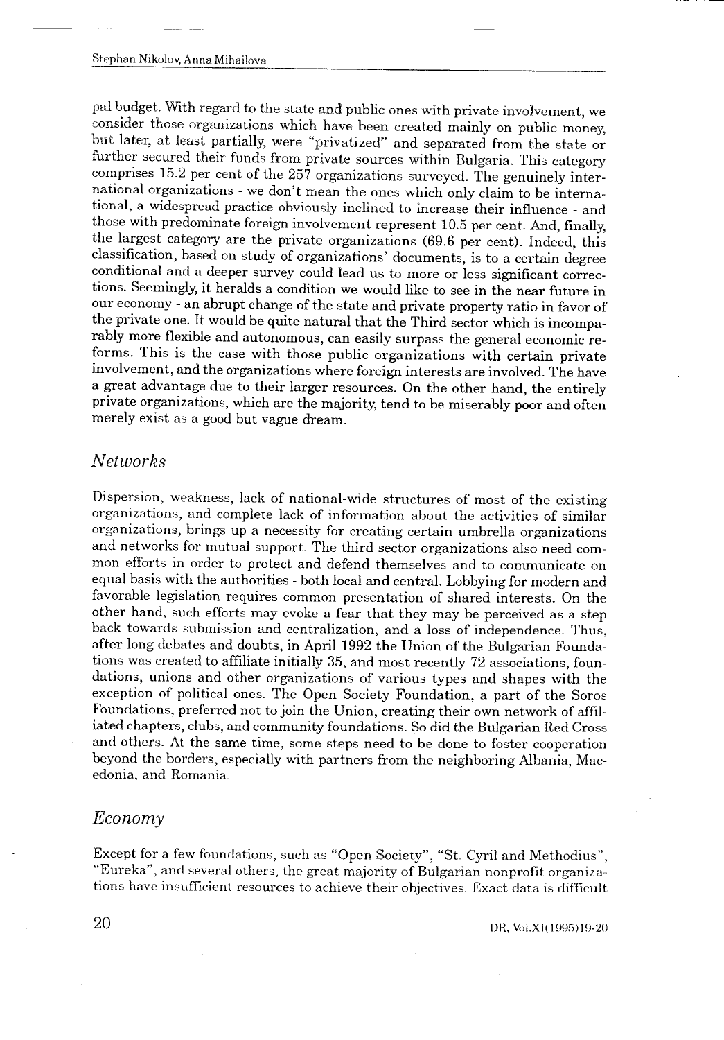pal budget. With regard to the state and public ones with private involvement, we consider those organizations which have been created mainly on public money, but later, at least partially, were "privatized" and separated from the state or further secured their funds from private sources within Bulgaria. This category comprises 15.2 per cent of the 257 organizations surveyed. The genuinely international organizations - we don't mean the ones which only claim to be international, a widespread practice obviously inclined to increase their influence - and those with predominate foreign involvement represent 10.5 per cent. And, finally, the largest category are the private organizations (69.6 per cent). Indeed, this classification, based on study of organizations' documents, is to a certain degree conditional and a deeper survey could lead us to more or less significant corrections. Seemingly, it heralds a condition we would like to see in the near future in our economy - an abrupt change of the state and private property ratio in favor of the private one. It would be quite natural that the Third sector which is incomparably more flexible and autonomous, can easily surpass the general economic reforms. This is the case with those public organizations with certain private involvement, and the organizations where foreign interests are involved. The have a great advantage due to their larger resources. On the other hand, the entirely private organizations, which are the majority, tend to be miserably poor and often merely exist as a good but vague dream.

## *Networks*

Dispersion, weakness, lack of national-wide structures of most of the existing organizations, and complete lack of information about the activities of similar organizations, brings up a necessity for creating certain umbrella organizations and networks for mutual support. The third sector organizations also need common efforts in order to protect and defend themselves and to communicate on equal basis with the authorities - both local and central. Lobbying for modern and favorable legislation requires common presentation of shared interests. On the other hand, such efforts may evoke a fear that they may be perceived as a step back towards submission and centralization, and a loss of independence. Thus, after long debates and doubts, in April 1992 the Union of the Bulgarian Foundations was created to affiliate initially 35, and most recently 72 associations, foundations, unions and other organizations of various types and shapes with the exception of political ones. The Open Society Foundation, a part of the Soros Foundations, preferred not to join the Union, creating their own network of affiliated chapters, clubs, and community foundations. So did the Bulgarian Red Cross and others. At the same time, some steps need to be done to foster cooperation beyond the borders, especially with partners from the neighboring Albania, Macedonia, and Romania.

## *Economy*

Except for a few foundations, such as "Open Society", "St. Cyril and Methodius", "Eureka", and several others, the great majority of Bulgarian nonprofit organizations have insufficient resources to achieve their objectives. Exact data is difficult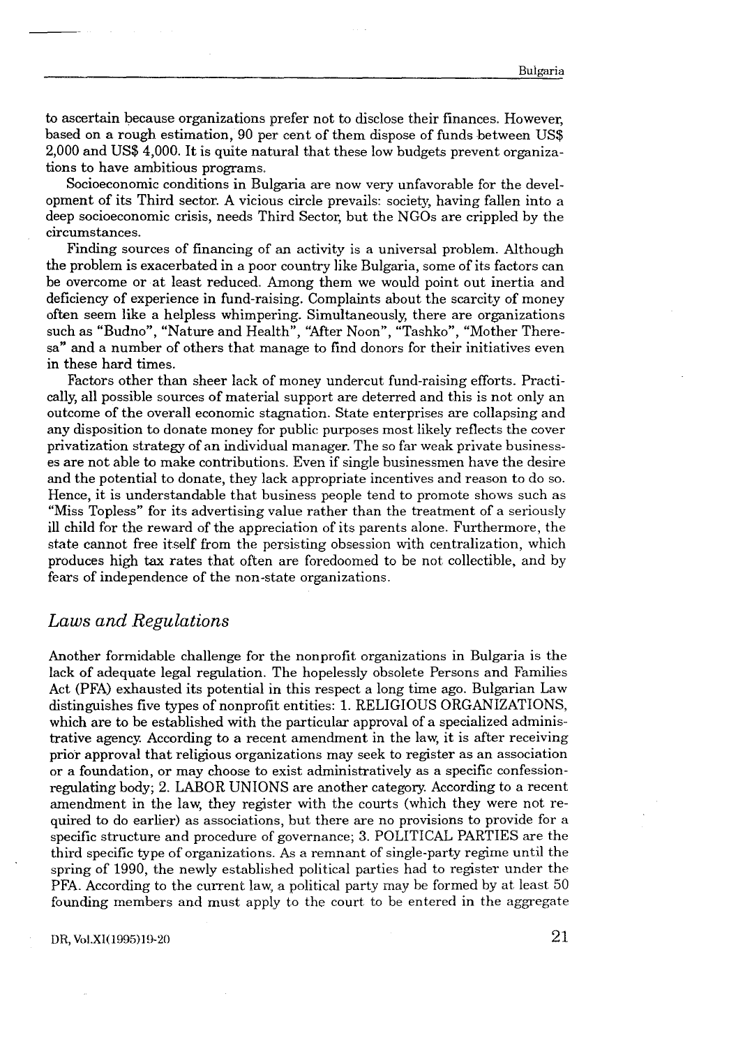to ascertain because organizations prefer not to disclose their finances. However, based on a rough estimation, 90 per cent of them dispose of funds between US$ 2,000 and US$ 4,000. It is quite natural that these low budgets prevent organizations to have ambitious programs.

Socioeconomic conditions in Bulgaria are now very unfavorable for the development of its Third sector. A vicious circle prevails: society, having fallen into a deep socioeconomic crisis, needs Third Sector, but the NGOs are crippled by the circumstances.

Finding sources of financing of an activity is a universal problem. Although the problem is exacerbated in a poor country like Bulgaria, some of its factors can be overcome or at least reduced. Among them we would point out inertia and deficiency of experience in fund-raising. Complaints about the scarcity of money often seem like a helpless whimpering. Simultaneously, there are organizations such as "Budno", "Nature and Health", "After Noon", "Tashko", "Mother Theresa" and a number of others that manage to find donors for their initiatives even in these hard times.

Factors other than sheer lack of money undercut fund-raising efforts. Practically, all possible sources of material support are deterred and this is not only an outcome of the overall economic stagnation. State enterprises are collapsing and any disposition to donate money for public purposes most likely reflects the cover privatization strategy of an individual manager. The so far weak private businesses are not able to make contributions. Even if single businessmen have the desire and the potential to donate, they lack appropriate incentives and reason to do so. Hence, it is understandable that business people tend to promote shows such as "Miss Topless" for its advertising value rather than the treatment of a seriously ill child for the reward of the appreciation of its parents alone. Furthermore, the state cannot free itself from the persisting obsession with centralization, which produces high tax rates that often are foredoomed to be not collectible, and by fears of independence of the non-state organizations.

## *Laws and Regulations*

Another formidable challenge for the nonprofit organizations in Bulgaria is the lack of adequate legal regulation. The hopelessly obsolete Persons and Families Act (PFA) exhausted its potential in this respect a long time ago. Bulgarian Law distinguishes five types of nonprofit entities: 1. RELIGIOUS ORGANIZATIONS, which are to be established with the particular approval of a specialized administrative agency. According to a recent amendment in the law, it is after receiving prior approval that religious organizations may seek to register as an association or a foundation, or may choose to exist administratively as a specific confession-regulating body; 2. LABOR UNIONS are another category. According to a recent amendment in the law, they register with the courts (which they were not required to do earlier) as associations, but there are no provisions to provide for a specific structure and procedure of governance; 3. POLITICAL PARTIES are the third specific type of organizations. As a remnant of single-party regime until the spring of 1990, the newly established political parties had to register under the PFA. According to the current law, a political party may be formed by at least 50 founding members and must apply to the court to be entered in the aggregate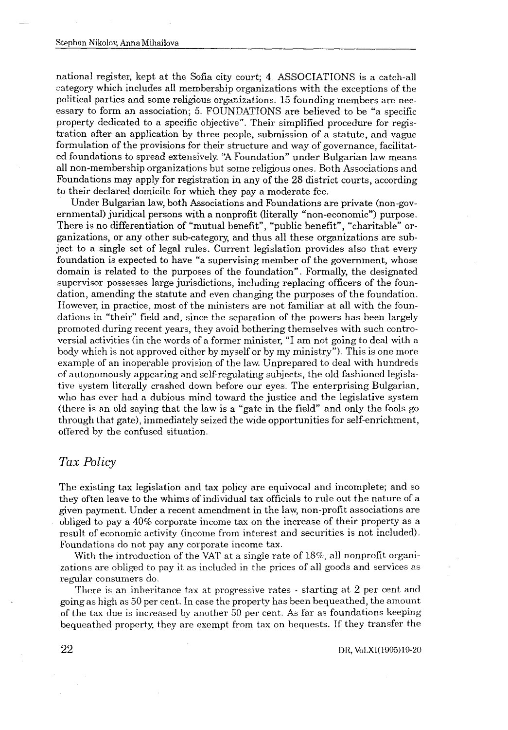national register, kept at the Sofia city court; 4. ASSOCIATIONS is a catch-all category which includes all membership organizations with the exceptions of the political parties and some religious organizations. 15 founding members are necessary to form an association; 5. FOUNDATIONS are believed to be "a specific property dedicated to a specific objective". Their simplified procedure for registration after an application by three people, submission of a statute, and vague formulation of the provisions for their structure and way of governance, facilitated foundations to spread extensively. "A Foundation" under Bulgarian law means all non-membership organizations but some religious ones. Both Associations and Foundations may apply for registration in any of the 28 district courts, according to their declared domicile for which they pay a moderate fee.

Under Bulgarian law, both Associations and Foundations are private (non-governmental) juridical persons with a nonprofit (literally "non-economic") purpose. There is no differentiation of "mutual benefit", "public benefit", "charitable" organizations, or any other sub-category, and thus all these organizations are subject to a single set of legal rules. Current legislation provides also that every foundation is expected to have "a supervising member of the government, whose domain is related to the purposes of the foundation". Formally, the designated supervisor possesses large jurisdictions, including replacing officers of the foundation, amending the statute and even changing the purposes of the foundation. However, in practice, most of the ministers are not familiar at all with the foundations in "their" field and, since the separation of the powers has been largely promoted during recent years, they avoid bothering themselves with such controversial activities (in the words of a former minister, "I am not going to deal with a body which is not approved either by myself or by my ministry"). This is one more example of an inoperable provision of the law. Unprepared to deal with hundreds of autonomously appearing and self-regulating subjects, the old fashioned legislative system literally crashed down before our eyes. The enterprising Bulgarian, who has ever had a dubious mind toward the justice and the legislative system (there is an old saying that the law is a "gate in the field" and only the fools go through that gate), immediately seized the wide opportunities for self-enrichment, offered by the confused situation.

## *Tax Policy*

The existing tax legislation and tax policy are equivocal and incomplete; and so they often leave to the whims of individual tax officials to rule out the nature of a given payment. Under a recent amendment in the law, non-profit associations are obliged to pay a 40% corporate income tax on the increase of their property as a result of economic activity (income from interest and securities is not included). Foundations do not pay any corporate income tax.

With the introduction of the VAT at a single rate of 18%, all nonprofit organizations are obliged to pay it as included in the prices of all goods and services as regular consumers do.

There is an inheritance tax at progressive rates - starting at 2 per cent and going as high as 50 per cent. In case the property has been bequeathed, the amount of the tax due is increased by another 50 per cent. As far as foundations keeping bequeathed property, they are exempt from tax on bequests. If they transfer the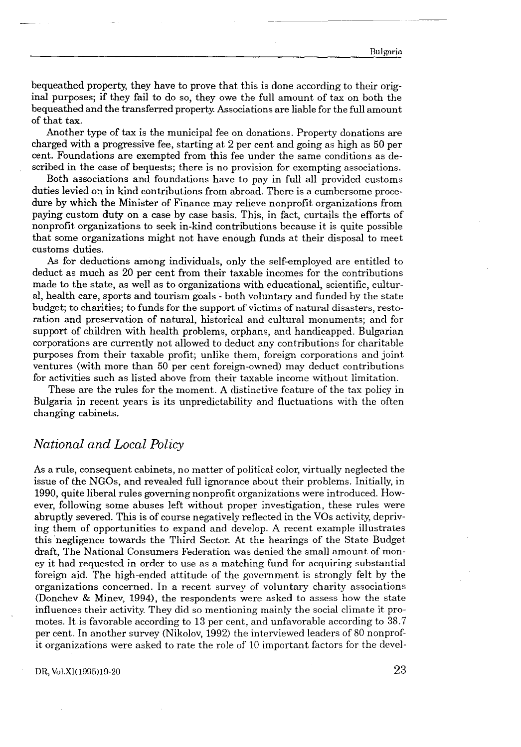bequeathed property, they have to prove that this is done according to their original purposes; if they fail to do so, they owe the full amount of tax on both the bequeathed and the transferred property. Associations are liable for the full amount of that tax.

Another type of tax is the municipal fee on donations. Property donations are charged with a progressive fee, starting at 2 per cent and going as high as 50 per cent. Foundations are exempted from this fee under the same conditions as described in the case of bequests; there is no provision for exempting associations.

Both associations and foundations have to pay in full all provided customs duties levied on in kind contributions from abroad. There is a cumbersome procedure by which the Minister of Finance may relieve nonprofit organizations from paying custom duty on a case by case basis. This, in fact, curtails the efforts of nonprofit organizations to seek in-kind contributions because it is quite possible that some organizations might not have enough funds at their disposal to meet customs duties.

As for deductions among individuals, only the self-employed are entitled to deduct as much as 20 per cent from their taxable incomes for the contributions made to the state, as well as to organizations with educational, scientific, cultural, health care, sports and tourism goals - both voluntary and funded by the state budget; to charities; to funds for the support of victims of natural disasters, restoration and preservation of natural, historical and cultural monuments; and for support of children with health problems, orphans, and handicapped. Bulgarian corporations are currently not allowed to deduct any contributions for charitable purposes from their taxable profit; unlike them, foreign corporations and joint ventures (with more than 50 per cent foreign-owned) may deduct contributions for activities such as listed above from their taxable income without limitation.

These are the rules for the moment. A distinctive feature of the tax policy in Bulgaria in recent years is its unpredictability and fluctuations with the often changing cabinets.

## *National and Local Policy*

As a rule, consequent cabinets, no matter of political color, virtually neglected the issue of the NGOs, and revealed full ignorance about their problems. Initially, in 1990, quite liberal rules governing nonprofit organizations were introduced. However, following some abuses left without proper investigation, these rules were abruptly severed. This is of course negatively reflected in the VOs activity, depriving them of opportunities to expand and develop. A recent example illustrates this negligence towards the Third Sector. At the hearings of the State Budget draft, The National Consumers Federation was denied the small amount of money it had requested in order to use as a matching fund for acquiring substantial foreign aid. The high-ended attitude of the government is strongly felt by the organizations concerned. In a recent survey of voluntary charity associations (Donchev & Minev, 1994), the respondents were asked to assess how the state influences their activity. They did so mentioning mainly the social climate it promotes. It is favorable according to 13 per cent, and unfavorable according to 38.7 per cent. In another survey (Nikolov, 1992) the interviewed leaders of 80 nonprofit organizations were asked to rate the role of 10 important factors for the devel-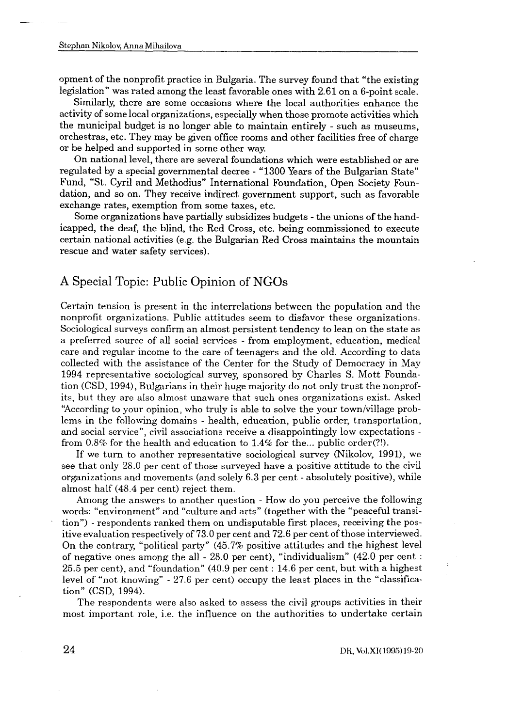opment of the nonprofit practice in Bulgaria. The survey found that "the existing legislation" was rated among the least favorable ones with 2.61 on a 6-point scale.

Similarly, there are some occasions where the local authorities enhance the activity of some local organizations, especially when those promote activities which the municipal budget is no longer able to maintain entirely - such as museums, orchestras, etc. They may be given office rooms and other facilities free of charge or be helped and supported in some other way.

On national level, there are several foundations which were established or are regulated by a special governmental decree - "1300 Years of the Bulgarian State" Fund, "St. Cyril and Methodius" International Foundation, Open Society Foundation, and so on. They receive indirect government support, such as favorable exchange rates, exemption from some taxes, etc.

Some organizations have partially subsidizes budgets - the unions of the handicapped, the deaf, the blind, the Red Cross, etc. being commissioned to execute certain national activities (e.g. the Bulgarian Red Cross maintains the mountain rescue and water safety services).

## A Special Topic: Public Opinion of NGOs

Certain tension is present in the interrelations between the population and the nonprofit organizations. Public attitudes seem to disfavor these organizations. Sociological surveys confirm an almost persistent tendency to lean on the state as a preferred source of all social services - from employment, education, medical care and regular income to the care of teenagers and the old. According to data collected with the assistance of the Center for the Study of Democracy in May 1994 representative sociological survey, sponsored by Charles S. Mott Foundation (CSD, 1994), Bulgarians in their huge majority do not only trust the nonprofits, but they are also almost unaware that such ones organizations exist. Asked "According to your opinion, who truly is able to solve the your town/village problems in the following domains - health, education, public order, transportation, and social service", civil associations receive a disappointingly low expectations - from 0.8% for the health and education to 1.4% for the... public order(?!).

If we turn to another representative sociological survey (Nikolov, 1991), we see that only 28.0 per cent of those surveyed have a positive attitude to the civil organizations and movements (and solely 6.3 per cent - absolutely positive), while almost half (48.4 per cent) reject them.

Among the answers to another question - How do you perceive the following words: "environment" and "culture and arts" (together with the "peaceful transition") - respondents ranked them on undisputable first places, receiving the positive evaluation respectively of 73.0 per cent and 72.6 per cent of those interviewed. On the contrary, "political party" (45.7% positive attitudes and the highest level of negative ones among the all - 28.0 per cent), "individualism" (42.0 per cent : 25.5 per cent), and "foundation" (40.9 per cent : 14.6 per cent, but with a highest level of "not knowing" - 27.6 per cent) occupy the least places in the "classification" (CSD, 1994).

The respondents were also asked to assess the civil groups activities in their most important role, i.e. the influence on the authorities to undertake certain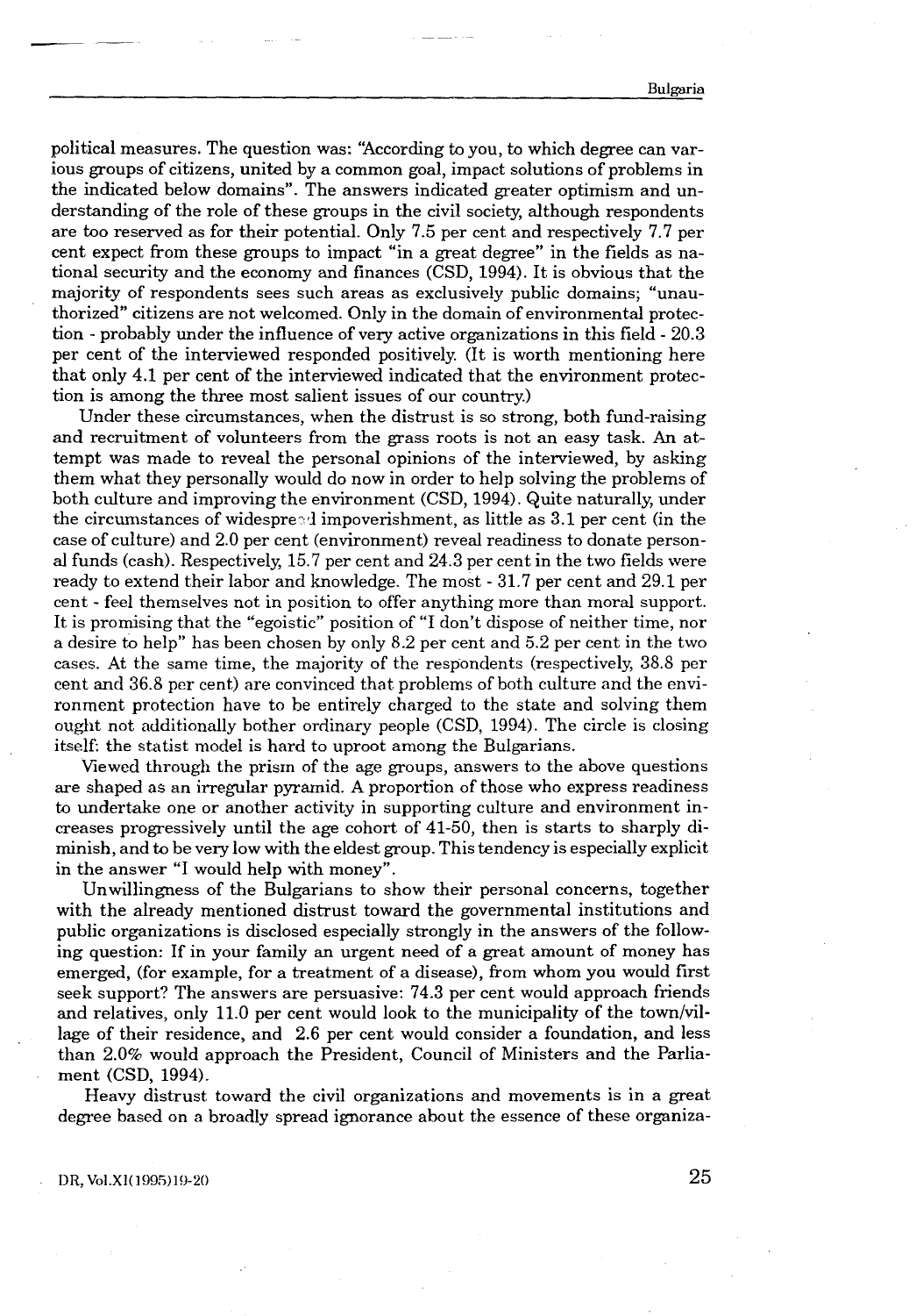political measures. The question was: "According to you, to which degree can various groups of citizens, united by a common goal, impact solutions of problems in the indicated below domains". The answers indicated greater optimism and understanding of the role of these groups in the civil society, although respondents are too reserved as for their potential. Only 7.5 per cent and respectively 7.7 per cent expect from these groups to impact "in a great degree" in the fields as national security and the economy and finances (CSD, 1994). It is obvious that the majority of respondents sees such areas as exclusively public domains; "unauthorized" citizens are not welcomed. Only in the domain of environmental protection - probably under the influence of very active organizations in this field - 20.3 per cent of the interviewed responded positively. (It is worth mentioning here that only 4.1 per cent of the interviewed indicated that the environment protection is among the three most salient issues of our country.)

Under these circumstances, when the distrust is so strong, both fund-raising and recruitment of volunteers from the grass roots is not an easy task. An attempt was made to reveal the personal opinions of the interviewed, by asking them what they personally would do now in order to help solving the problems of both culture and improving the environment (CSD, 1994). Quite naturally, under the circumstances of widespread impoverishment, as little as 3.1 per cent (in the case of culture) and 2.0 per cent (environment) reveal readiness to donate personal funds (cash). Respectively, 15.7 per cent and 24.3 per cent in the two fields were ready to extend their labor and knowledge. The most - 31.7 per cent and 29.1 per cent - feel themselves not in position to offer anything more than moral support. It is promising that the "egoistic" position of "I don't dispose of neither time, nor a desire to help" has been chosen by only 8.2 per cent and 5.2 per cent in the two cases. At the same time, the majority of the respondents (respectively, 38.8 per cent and 36.8 per cent) are convinced that problems of both culture and the environment protection have to be entirely charged to the state and solving them ought not additionally bother ordinary people (CSD, 1994). The circle is closing itself: the statist model is hard to uproot among the Bulgarians.

Viewed through the prism of the age groups, answers to the above questions are shaped as an irregular pyramid. A proportion of those who express readiness to undertake one or another activity in supporting culture and environment increases progressively until the age cohort of 41-50, then is starts to sharply diminish, and to be very low with the eldest group. This tendency is especially explicit in the answer "I would help with money".

Unwillingness of the Bulgarians to show their personal concerns, together with the already mentioned distrust toward the governmental institutions and public organizations is disclosed especially strongly in the answers of the following question: If in your family an urgent need of a great amount of money has emerged, (for example, for a treatment of a disease), from whom you would first seek support? The answers are persuasive: 74.3 per cent would approach friends and relatives, only 11.0 per cent would look to the municipality of the town/village of their residence, and 2.6 per cent would consider a foundation, and less than 2.0% would approach the President, Council of Ministers and the Parliament (CSD, 1994).

Heavy distrust toward the civil organizations and movements is in a great degree based on a broadly spread ignorance about the essence of these organiza-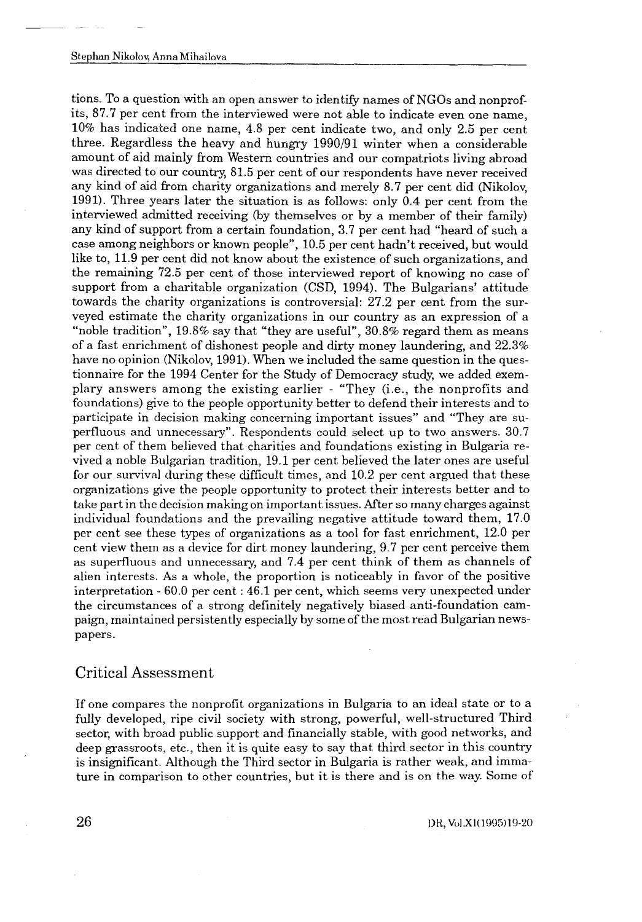tions. To a question with an open answer to identify names of NGOs and nonprofits, 87.7 per cent from the interviewed were not able to indicate even one name, 10% has indicated one name, 4.8 per cent indicate two, and only 2.5 per cent three. Regardless the heavy and hungry 1990/91 winter when a considerable amount of aid mainly from Western countries and our compatriots living abroad was directed to our country, 81.5 per cent of our respondents have never received any kind of aid from charity organizations and merely 8.7 per cent did (Nikolov, 1991). Three years later the situation is as follows: only 0.4 per cent from the interviewed admitted receiving (by themselves or by a member of their family) any kind of support from a certain foundation, 3.7 per cent had "heard of such a case among neighbors or known people", 10.5 per cent hadn't received, but would like to, 11.9 per cent did not know about the existence of such organizations, and the remaining 72.5 per cent of those interviewed report of knowing no case of support from a charitable organization (CSD, 1994). The Bulgarians' attitude towards the charity organizations is controversial: 27.2 per cent from the surveyed estimate the charity organizations in our country as an expression of a "noble tradition", 19.8% say that "they are useful", 30.8% regard them as means of a fast enrichment of dishonest people and dirty money laundering, and 22.3% have no opinion (Nikolov, 1991). When we included the same question in the questionnaire for the 1994 Center for the Study of Democracy study, we added exemplary answers among the existing earlier - "They (i.e., the nonprofits and foundations) give to the people opportunity better to defend their interests and to participate in decision making concerning important issues" and "They are superfluous and unnecessary". Respondents could select up to two answers. 30.7 per cent of them believed that charities and foundations existing in Bulgaria revived a noble Bulgarian tradition, 19.1 per cent believed the later ones are useful for our survival during these difficult times, and 10.2 per cent argued that these organizations give the people opportunity to protect their interests better and to take part in the decision making on important issues. After so many charges against individual foundations and the prevailing negative attitude toward them, 17.0 per cent see these types of organizations as a tool for fast enrichment, 12.0 per cent view them as a device for dirt money laundering, 9.7 per cent perceive them as superfluous and unnecessary, and 7.4 per cent think of them as channels of alien interests. As a whole, the proportion is noticeably in favor of the positive interpretation - 60.0 per cent : 46.1 per cent, which seems very unexpected under the circumstances of a strong definitely negatively biased anti-foundation campaign, maintained persistently especially by some of the most read Bulgarian newspapers.

## Critical Assessment

If one compares the nonprofit organizations in Bulgaria to an ideal state or to a fully developed, ripe civil society with strong, powerful, well-structured Third sector, with broad public support and financially stable, with good networks, and deep grassroots, etc., then it is quite easy to say that third sector in this country is insignificant. Although the Third sector in Bulgaria is rather weak, and immature in comparison to other countries, but it is there and is on the way. Some of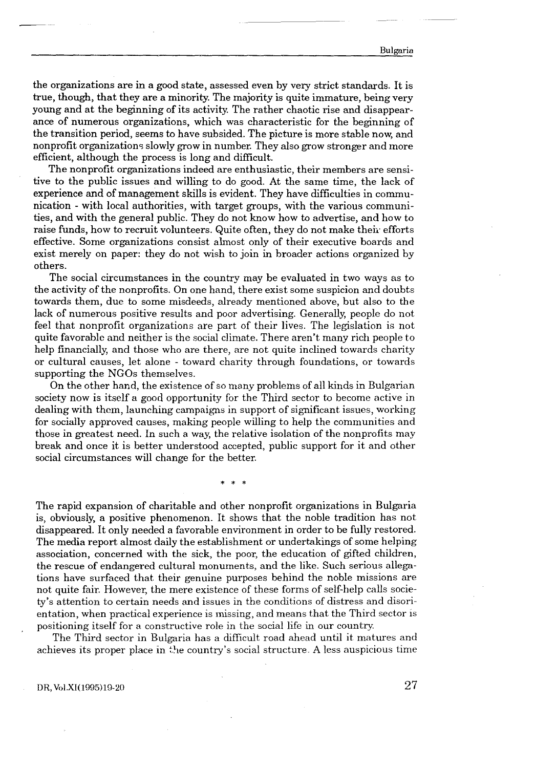the organizations are in a good state, assessed even by very strict standards. It is true, though, that they are a minority. The majority is quite immature, being very young and at the beginning of its activity. The rather chaotic rise and disappearance of numerous organizations, which was characteristic for the beginning of the transition period, seems to have subsided. The picture is more stable now, and nonprofit organizations slowly grow in number. They also grow stronger and more efficient, although the process is long and difficult.

The nonprofit organizations indeed are enthusiastic, their members are sensitive to the public issues and willing to do good. At the same time, the lack of experience and of management skills is evident. They have difficulties in communication - with local authorities, with target groups, with the various communities, and with the general public. They do not know how to advertise, and how to raise funds, how to recruit volunteers. Quite often, they do not make their efforts effective. Some organizations consist almost only of their executive boards and exist merely on paper: they do not wish to join in broader actions organized by others.

The social circumstances in the country may be evaluated in two ways as to the activity of the nonprofits. On one hand, there exist some suspicion and doubts towards them, due to some misdeeds, already mentioned above, but also to the lack of numerous positive results and poor advertising. Generally, people do not feel that nonprofit organizations are part of their lives. The legislation is not quite favorable and neither is the social climate. There aren't many rich people to help financially, and those who are there, are not quite inclined towards charity or cultural causes, let alone - toward charity through foundations, or towards supporting the NGOs themselves.

On the other hand, the existence of so many problems of all kinds in Bulgarian society now is itself a good opportunity for the Third sector to become active in dealing with them, launching campaigns in support of significant issues, working for socially approved causes, making people willing to help the communities and those in greatest need. In such a way, the relative isolation of the nonprofits may break and once it is better understood accepted, public support for it and other social circumstances will change for the better.

\* \* \*

The rapid expansion of charitable and other nonprofit organizations in Bulgaria is, obviously, a positive phenomenon. It shows that the noble tradition has not disappeared. It only needed a favorable environment in order to be fully restored. The media report almost daily the establishment or undertakings of some helping association, concerned with the sick, the poor, the education of gifted children, the rescue of endangered cultural monuments, and the like. Such serious allegations have surfaced that their genuine purposes behind the noble missions are not quite fair. However, the mere existence of these forms of self-help calls society's attention to certain needs and issues in the conditions of distress and disorientation, when practical experience is missing, and means that the Third sector is positioning itself for a constructive role in the social life in our country.

The Third sector in Bulgaria has a difficult road ahead until it matures and achieves its proper place in the country's social structure. A less auspicious time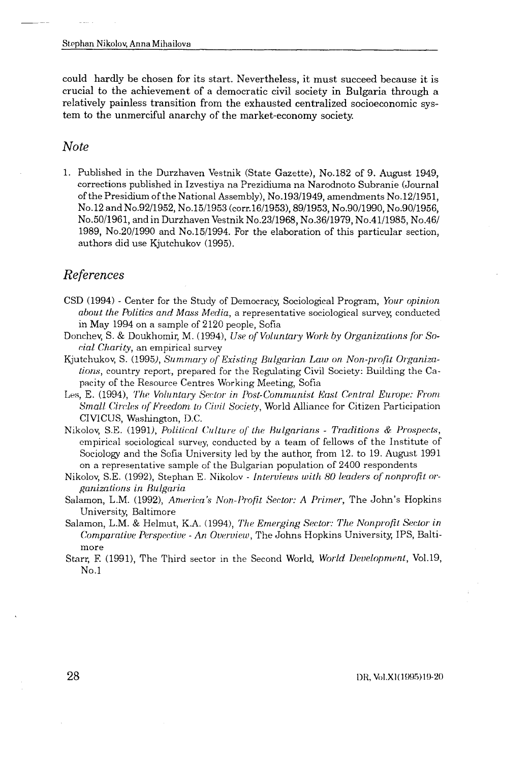could hardly be chosen for its start. Nevertheless, it must succeed because it is crucial to the achievement of a democratic civil society in Bulgaria through a relatively painless transition from the exhausted centralized socioeconomic system to the unmerciful anarchy of the market-economy society.

## *Note*

1. Published in the Durzhaven Vestnik (State Gazette), No.182 of 9. August 1949, corrections published in Izvestiya na Prezidiuma na Narodnoto Subranie (Journal of the Presidium of the National Assembly), No.193/1949, amendments No.12/1951, No.12 and No.92/1952, No.15/1953 (corr.16/1953), 89/1953, No.90/1990, No.90/1956, No.50/1961, and in Durzhaven Vestnik No.23/1968, No.36/1979, No.41/1985, No.46/1989, No.20/1990 and No.15/1994. For the elaboration of this particular section, authors did use Kjutchukov (1995).

## *References*

CSD (1994) - Center for the Study of Democracy, Sociological Program, *Your opinion about the Politics and Mass Media*, a representative sociological survey, conducted in May 1994 on a sample of 2120 people, Sofia

Donchev, S. & Doukhomir, M. (1994), *Use of Voluntary Work by Organizations for Social Charity*, an empirical survey

Kjutchukov, S. (1995), *Summary of Existing Bulgarian Law on Non-profit Organizations*, country report, prepared for the Regulating Civil Society: Building the Capacity of the Resource Centres Working Meeting, Sofia

Les, E. (1994), *The Voluntary Sector in Post-Communist East Central Europe: From Small Circles of Freedom to Civil Society*, World Alliance for Citizen Participation CIVICUS, Washington, D.C.

Nikolov, S.E. (1991), *Political Culture of the Bulgarians - Traditions & Prospects*, empirical sociological survey, conducted by a team of fellows of the Institute of Sociology and the Sofia University led by the author, from 12. to 19. August 1991 on a representative sample of the Bulgarian population of 2400 respondents

Nikolov, S.E. (1992), Stephan E. Nikolov - *Interviews with 80 leaders of nonprofit organizations in Bulgaria*

Salamon, L.M. (1992), *America's Non-Profit Sector: A Primer*, The John's Hopkins University, Baltimore

Salamon, L.M. & Helmut, K.A. (1994), *The Emerging Sector: The Nonprofit Sector in Comparative Perspective - An Overview*, The Johns Hopkins University, IPS, Baltimore

Starr, F. (1991), The Third sector in the Second World, *World Development*, Vol.19, No.1